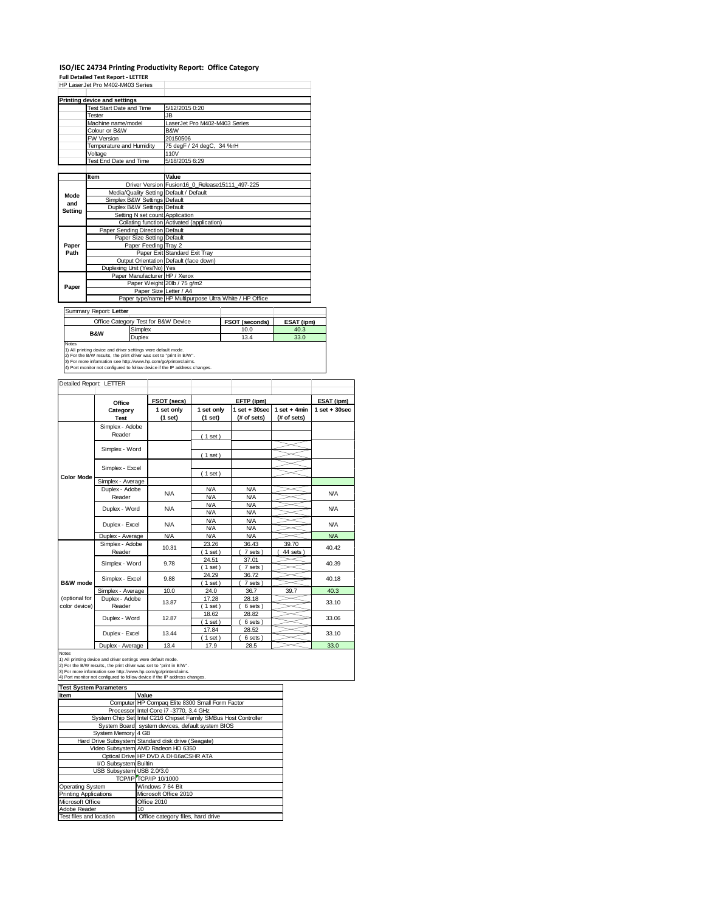# ISO/IEC 24734 Printing Productivity Report: Office Category

**Full Detailed Test Report - LETTER**

HP LaserJet Pro M402-M403 Series

| Printing device and settings | |
|---|---|
| Test Start Date and Time | 5/12/2015 0:20 |
| Tester | JB |
| Machine name/model | LaserJet Pro M402-M403 Series |
| Colour or B&W | B&W |
| FW Version | 20150506 |
| Temperature and Humidity | 75 degF / 24 degC, 34 %rH |
| Voltage | 110V |
| Test End Date and Time | 5/18/2015 6:29 |

| | Item | Value |
|---|---|---|
| Mode and Setting | Driver Version | Fusion16_0_Release15111_497-225 |
| | Media/Quality Setting | Default / Default |
| | Simplex B&W Settings | Default |
| | Duplex B&W Settings | Default |
| | Setting N set count | Application |
| | Collating function | Activated (application) |
| Paper Path | Paper Sending Direction | Default |
| | Paper Size Setting | Default |
| | Paper Feeding | Tray 2 |
| | Paper Exit | Standard Exit Tray |
| | Output Orientation | Default (face down) |
| | Duplexing Unit (Yes/No) | Yes |
| Paper | Paper Manufacturer | HP / Xerox |
| | Paper Weight | 20lb / 75 g/m2 |
| | Paper Size | Letter / A4 |
| | Paper type/name | HP Multipurpose Ultra White / HP Office |

Summary Report: **Letter**

| Office Category Test for B&W Device | | FSOT (seconds) | ESAT (ipm) |
|---|---|---|---|
| B&W | Simplex | 10.0 | 40.3 |
| | Duplex | 13.4 | 33.0 |

Notes
1) All printing device and driver settings were default mode.
2) For the B/W results, the print driver was set to "print in B/W".
3) For more information see http://www.hp.com/go/printerclaims.
4) Port monitor not configured to follow device if the IP address changes.

Detailed Report: LETTER

| | Office Category Test | FSOT (secs) 1 set only (1 set) | EFTP (ipm) 1 set only (1 set) | EFTP (ipm) 1 set + 30sec (# of sets) | EFTP (ipm) 1 set + 4min (# of sets) | ESAT (ipm) 1 set + 30sec |
|---|---|---|---|---|---|---|
| Color Mode | Simplex - Adobe Reader | | ( 1 set ) | | | |
| | Simplex - Word | | ( 1 set ) | | | |
| | Simplex - Excel | | ( 1 set ) | | | |
| | Simplex - Average | | | | | |
| | Duplex - Adobe Reader | N/A | N/A / N/A | N/A / N/A | | N/A |
| | Duplex - Word | N/A | N/A / N/A | N/A / N/A | | N/A |
| | Duplex - Excel | N/A | N/A / N/A | N/A / N/A | | N/A |
| | Duplex - Average | N/A | N/A | N/A | | N/A |
| B&W mode (optional for color device) | Simplex - Adobe Reader | 10.31 | 23.26 ( 1 set ) | 36.43 ( 7 sets ) | 39.70 ( 44 sets ) | 40.42 |
| | Simplex - Word | 9.78 | 24.51 ( 1 set ) | 37.01 ( 7 sets ) | | 40.39 |
| | Simplex - Excel | 9.88 | 24.29 ( 1 set ) | 36.72 ( 7 sets ) | | 40.18 |
| | Simplex - Average | 10.0 | 24.0 | 36.7 | 39.7 | 40.3 |
| | Duplex - Adobe Reader | 13.87 | 17.28 ( 1 set ) | 28.18 ( 6 sets ) | | 33.10 |
| | Duplex - Word | 12.87 | 18.62 ( 1 set ) | 28.82 ( 6 sets ) | | 33.06 |
| | Duplex - Excel | 13.44 | 17.84 ( 1 set ) | 28.52 ( 6 sets ) | | 33.10 |
| | Duplex - Average | 13.4 | 17.9 | 28.5 | | 33.0 |

Notes
1) All printing device and driver settings were default mode.
2) For the B/W results, the print driver was set to "print in B/W".
3) For more information see http://www.hp.com/go/printerclaims.
4) Port monitor not configured to follow device if the IP address changes.

| Test System Parameters | |
|---|---|
| **Item** | **Value** |
| Computer | HP Compaq Elite 8300 Small Form Factor |
| Processor | Intel Core i7 -3770, 3.4 GHz |
| System Chip Set | Intel C216 Chipset Family SMBus Host Controller |
| System Board | system devices, default system BIOS |
| System Memory | 4 GB |
| Hard Drive Subsystem | Standard disk drive (Seagate) |
| Video Subsystem | AMD Radeon HD 6350 |
| Optical Drive | HP DVD A DH16aCSHR ATA |
| I/O Subsystem | Builtin |
| USB Subsystem | USB 2.0/3.0 |
| TCP/IP | TCP/IP 10/1000 |
| Operating System | Windows 7 64 Bit |
| Printing Applications | Microsoft Office 2010 |
| Microsoft Office | Office 2010 |
| Adobe Reader | 10 |
| Test files and location | Office category files, hard drive |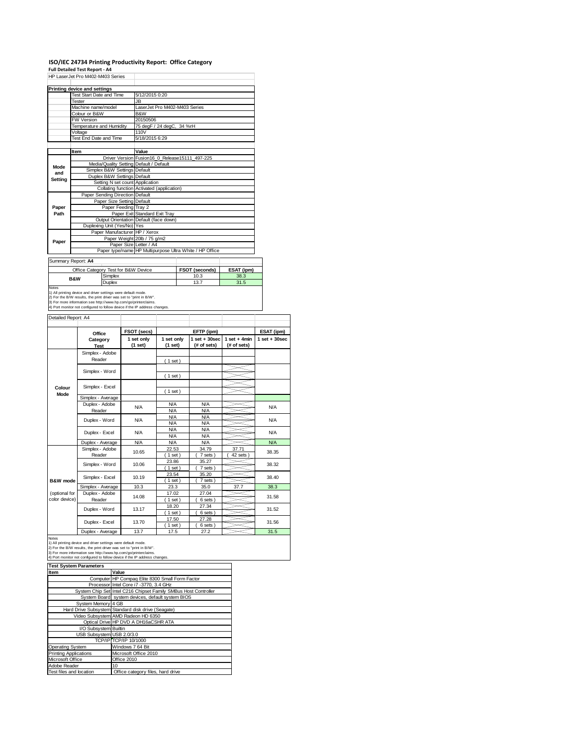# ISO/IEC 24734 Printing Productivity Report: Office Category

**Full Detailed Test Report - A4**

HP LaserJet Pro M402-M403 Series

| Printing device and settings | |
|---|---|
| Test Start Date and Time | 5/12/2015 0:20 |
| Tester | JB |
| Machine name/model | LaserJet Pro M402-M403 Series |
| Colour or B&W | B&W |
| FW Version | 20150506 |
| Temperature and Humidity | 75 degF / 24 degC, 34 %rH |
| Voltage | 110V |
| Test End Date and Time | 5/18/2015 6:29 |

| | Item | Value |
|---|---|---|
| Mode and Setting | Driver Version | Fusion16_0_Release15111_497-225 |
| | Media/Quality Setting | Default / Default |
| | Simplex B&W Settings | Default |
| | Duplex B&W Settings | Default |
| | Setting N set count | Application |
| | Collating function | Activated (application) |
| Paper Path | Paper Sending Direction | Default |
| | Paper Size Setting | Default |
| | Paper Feeding | Tray 2 |
| | Paper Exit | Standard Exit Tray |
| | Output Orientation | Default (face down) |
| | Duplexing Unit (Yes/No) | Yes |
| Paper | Paper Manufacturer | HP / Xerox |
| | Paper Weight | 20lb / 75 g/m2 |
| | Paper Size | Letter / A4 |
| | Paper type/name | HP Multipurpose Ultra White / HP Office |

Summary Report: **A4**

| Office Category Test for B&W Device | | FSOT (seconds) | ESAT (ipm) |
|---|---|---|---|
| B&W | Simplex | 10.3 | 38.3 |
| | Duplex | 13.7 | 31.5 |

Notes
1) All printing device and driver settings were default mode.
2) For the B/W results, the print driver was set to "print in B/W".
3) For more information see http://www.hp.com/go/printerclaims.
4) Port monitor not configured to follow device if the IP address changes.

Detailed Report: A4

| | Office Category Test | FSOT (secs) 1 set only (1 set) | EFTP (ipm) 1 set only (1 set) | EFTP (ipm) 1 set + 30sec (# of sets) | EFTP (ipm) 1 set + 4min (# of sets) | ESAT (ipm) 1 set + 30sec |
|---|---|---|---|---|---|---|
| Colour Mode | Simplex - Adobe Reader | | ( 1 set ) | | | |
| | Simplex - Word | | ( 1 set ) | | | |
| | Simplex - Excel | | ( 1 set ) | | | |
| | Simplex - Average | | | | | |
| | Duplex - Adobe Reader | N/A | N/A / N/A | N/A / N/A | | N/A |
| | Duplex - Word | N/A | N/A / N/A | N/A / N/A | | N/A |
| | Duplex - Excel | N/A | N/A / N/A | N/A / N/A | | N/A |
| | Duplex - Average | N/A | N/A | N/A | | N/A |
| B&W mode (optional for color device) | Simplex - Adobe Reader | 10.65 | 22.53 ( 1 set ) | 34.79 ( 7 sets ) | 37.71 ( 42 sets ) | 38.35 |
| | Simplex - Word | 10.06 | 23.86 ( 1 set ) | 35.27 ( 7 sets ) | | 38.32 |
| | Simplex - Excel | 10.19 | 23.54 ( 1 set ) | 35.20 ( 7 sets ) | | 38.40 |
| | Simplex - Average | 10.3 | 23.3 | 35.0 | 37.7 | 38.3 |
| | Duplex - Adobe Reader | 14.08 | 17.02 ( 1 set ) | 27.04 ( 6 sets ) | | 31.58 |
| | Duplex - Word | 13.17 | 18.20 ( 1 set ) | 27.34 ( 6 sets ) | | 31.52 |
| | Duplex - Excel | 13.70 | 17.50 ( 1 set ) | 27.28 ( 6 sets ) | | 31.56 |
| | Duplex - Average | 13.7 | 17.5 | 27.2 | | 31.5 |

Notes
1) All printing device and driver settings were default mode.
2) For the B/W results, the print driver was set to "print in B/W".
3) For more information see http://www.hp.com/go/printerclaims.
4) Port monitor not configured to follow device if the IP address changes.

| Test System Parameters | |
|---|---|
| **Item** | **Value** |
| Computer | HP Compaq Elite 8300 Small Form Factor |
| Processor | Intel Core i7 -3770, 3.4 GHz |
| System Chip Set | Intel C216 Chipset Family SMBus Host Controller |
| System Board | system devices, default system BIOS |
| System Memory | 4 GB |
| Hard Drive Subsystem | Standard disk drive (Seagate) |
| Video Subsystem | AMD Radeon HD 6350 |
| Optical Drive | HP DVD A DH16aCSHR ATA |
| I/O Subsystem | Builtin |
| USB Subsystem | USB 2.0/3.0 |
| TCP/IP | TCP/IP 10/1000 |
| Operating System | Windows 7 64 Bit |
| Printing Applications | Microsoft Office 2010 |
| Microsoft Office | Office 2010 |
| Adobe Reader | 10 |
| Test files and location | Office category files, hard drive |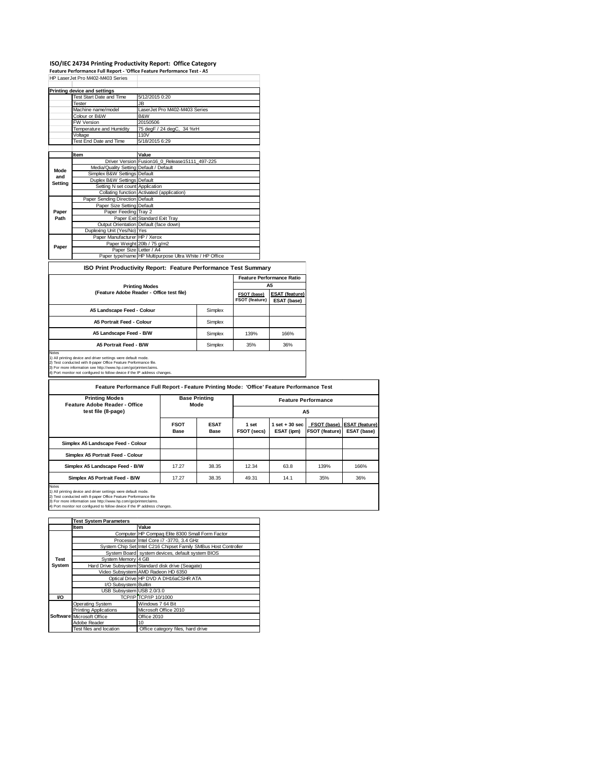# ISO/IEC 24734 Printing Productivity Report: Office Category

**Feature Performance Full Report - 'Office Feature Performance Test - A5**

HP LaserJet Pro M402-M403 Series

| Printing device and settings | |
|---|---|
| Test Start Date and Time | 5/12/2015 0:20 |
| Tester | JB |
| Machine name/model | LaserJet Pro M402-M403 Series |
| Colour or B&W | B&W |
| FW Version | 20150506 |
| Temperature and Humidity | 75 degF / 24 degC, 34 %rH |
| Voltage | 110V |
| Test End Date and Time | 5/18/2015 6:29 |

| | Item | Value |
|---|---|---|
| Mode and Setting | Driver Version | Fusion16_0_Release15111_497-225 |
| | Media/Quality Setting | Default / Default |
| | Simplex B&W Settings | Default |
| | Duplex B&W Settings | Default |
| | Setting N set count | Application |
| | Collating function | Activated (application) |
| Paper Path | Paper Sending Direction | Default |
| | Paper Size Setting | Default |
| | Paper Feeding | Tray 2 |
| | Paper Exit | Standard Exit Tray |
| | Output Orientation | Default (face down) |
| | Duplexing Unit (Yes/No) | Yes |
| Paper | Paper Manufacturer | HP / Xerox |
| | Paper Weight | 20lb / 75 g/m2 |
| | Paper Size | Letter / A4 |
| | Paper type/name | HP Multipurpose Ultra White / HP Office |

## ISO Print Productivity Report: Feature Performance Test Summary

| Printing Modes (Feature Adobe Reader - Office test file) | | Feature Performance Ratio A5: FSOT (base) / FSOT (feature) | ESAT (feature) / ESAT (base) |
|---|---|---|---|
| A5 Landscape Feed - Colour | Simplex | | |
| A5 Portrait Feed - Colour | Simplex | | |
| A5 Landscape Feed - B/W | Simplex | 139% | 166% |
| A5 Portrait Feed - B/W | Simplex | 35% | 36% |

Notes
1) All printing device and driver settings were default mode.
2) Test conducted with 8-paper Office Feature Performance file.
3) For more information see http://www.hp.com/go/printerclaims.
4) Port monitor not configured to follow device if the IP address changes.

## Feature Performance Full Report - Feature Printing Mode: 'Office' Feature Performance Test

| Printing Modes Feature Adobe Reader - Office test file (8-page) | Base Printing Mode | | Feature Performance A5 | | | |
|---|---|---|---|---|---|---|
| | FSOT Base | ESAT Base | 1 set FSOT (secs) | 1 set + 30 sec ESAT (ipm) | FSOT (base) / FSOT (feature) | ESAT (feature) / ESAT (base) |
| Simplex A5 Landscape Feed - Colour | | | | | | |
| Simplex A5 Portrait Feed - Colour | | | | | | |
| Simplex A5 Landscape Feed - B/W | 17.27 | 38.35 | 12.34 | 63.8 | 139% | 166% |
| Simplex A5 Portrait Feed - B/W | 17.27 | 38.35 | 49.31 | 14.1 | 35% | 36% |

Notes
1) All printing device and driver settings were default mode.
2) Test conducted with 8-paper Office Feature Performance file
3) For more information see http://www.hp.com/go/printerclaims.
4) Port monitor not configured to follow device if the IP address changes.

| | Test System Parameters | |
|---|---|---|
| | Item | Value |
| Test System | Computer | HP Compaq Elite 8300 Small Form Factor |
| | Processor | Intel Core i7 -3770, 3.4 GHz |
| | System Chip Set | Intel C216 Chipset Family SMBus Host Controller |
| | System Board | system devices, default system BIOS |
| | System Memory | 4 GB |
| | Hard Drive Subsystem | Standard disk drive (Seagate) |
| | Video Subsystem | AMD Radeon HD 6350 |
| | Optical Drive | HP DVD A DH16aCSHR ATA |
| | I/O Subsystem | Builtin |
| | USB Subsystem | USB 2.0/3.0 |
| I/O | TCP/IP | TCP/IP 10/1000 |
| Software | Operating System | Windows 7 64 Bit |
| | Printing Applications | Microsoft Office 2010 |
| | Microsoft Office | Office 2010 |
| | Adobe Reader | 10 |
| | Test files and location | Office category files, hard drive |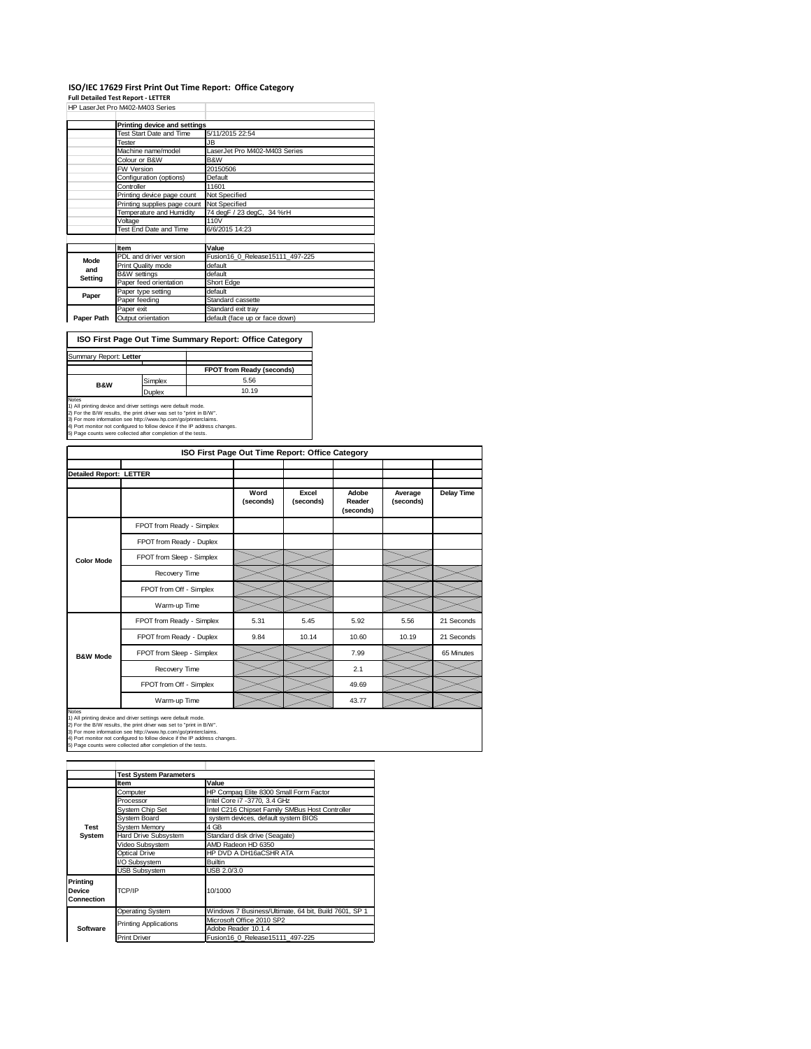# ISO/IEC 17629 First Print Out Time Report: Office Category

**Full Detailed Test Report - LETTER**

HP LaserJet Pro M402-M403 Series

| | Printing device and settings | |
|---|---|---|
| | Test Start Date and Time | 5/11/2015 22:54 |
| | Tester | JB |
| | Machine name/model | LaserJet Pro M402-M403 Series |
| | Colour or B&W | B&W |
| | FW Version | 20150506 |
| | Configuration (options) | Default |
| | Controller | 11601 |
| | Printing device page count | Not Specified |
| | Printing supplies page count | Not Specified |
| | Temperature and Humidity | 74 degF / 23 degC, 34 %rH |
| | Voltage | 110V |
| | Test End Date and Time | 6/6/2015 14:23 |
| | | |
| | **Item** | **Value** |
| Mode and Setting | PDL and driver version | Fusion16_0_Release15111_497-225 |
| | Print Quality mode | default |
| | B&W settings | default |
| | Paper feed orientation | Short Edge |
| Paper | Paper type setting | default |
| | Paper feeding | Standard cassette |
| | Paper exit | Standard exit tray |
| Paper Path | Output orientation | default (face up or face down) |

## ISO First Page Out Time Summary Report: Office Category

Summary Report: **Letter**

| | | FPOT from Ready (seconds) |
|---|---|---|
| B&W | Simplex | 5.56 |
| | Duplex | 10.19 |

Notes
1) All printing device and driver settings were default mode.
2) For the B/W results, the print driver was set to "print in B/W".
3) For more information see http://www.hp.com/go/printerclaims.
4) Port monitor not configured to follow device if the IP address changes.
5) Page counts were collected after completion of the tests.

## ISO First Page Out Time Report: Office Category

**Detailed Report: LETTER**

| | | Word (seconds) | Excel (seconds) | Adobe Reader (seconds) | Average (seconds) | Delay Time |
|---|---|---|---|---|---|---|
| Color Mode | FPOT from Ready - Simplex | | | | | |
| | FPOT from Ready - Duplex | | | | | |
| | FPOT from Sleep - Simplex | | | | | |
| | Recovery Time | | | | | |
| | FPOT from Off - Simplex | | | | | |
| | Warm-up Time | | | | | |
| B&W Mode | FPOT from Ready - Simplex | 5.31 | 5.45 | 5.92 | 5.56 | 21 Seconds |
| | FPOT from Ready - Duplex | 9.84 | 10.14 | 10.60 | 10.19 | 21 Seconds |
| | FPOT from Sleep - Simplex | | | 7.99 | | 65 Minutes |
| | Recovery Time | | | 2.1 | | |
| | FPOT from Off - Simplex | | | 49.69 | | |
| | Warm-up Time | | | 43.77 | | |

Notes
1) All printing device and driver settings were default mode.
2) For the B/W results, the print driver was set to "print in B/W".
3) For more information see http://www.hp.com/go/printerclaims.
4) Port monitor not configured to follow device if the IP address changes.
5) Page counts were collected after completion of the tests.

| | Test System Parameters | |
|---|---|---|
| | **Item** | **Value** |
| Test System | Computer | HP Compaq Elite 8300 Small Form Factor |
| | Processor | Intel Core i7 -3770, 3.4 GHz |
| | System Chip Set | Intel C216 Chipset Family SMBus Host Controller |
| | System Board | system devices, default system BIOS |
| | System Memory | 4 GB |
| | Hard Drive Subsystem | Standard disk drive (Seagate) |
| | Video Subsystem | AMD Radeon HD 6350 |
| | Optical Drive | HP DVD A DH16aCSHR ATA |
| | I/O Subsystem | Builtin |
| | USB Subsystem | USB 2.0/3.0 |
| Printing Device Connection | TCP/IP | 10/1000 |
| Software | Operating System | Windows 7 Business/Ultimate, 64 bit, Build 7601, SP 1 |
| | Printing Applications | Microsoft Office 2010 SP2 |
| | | Adobe Reader 10.1.4 |
| | Print Driver | Fusion16_0_Release15111_497-225 |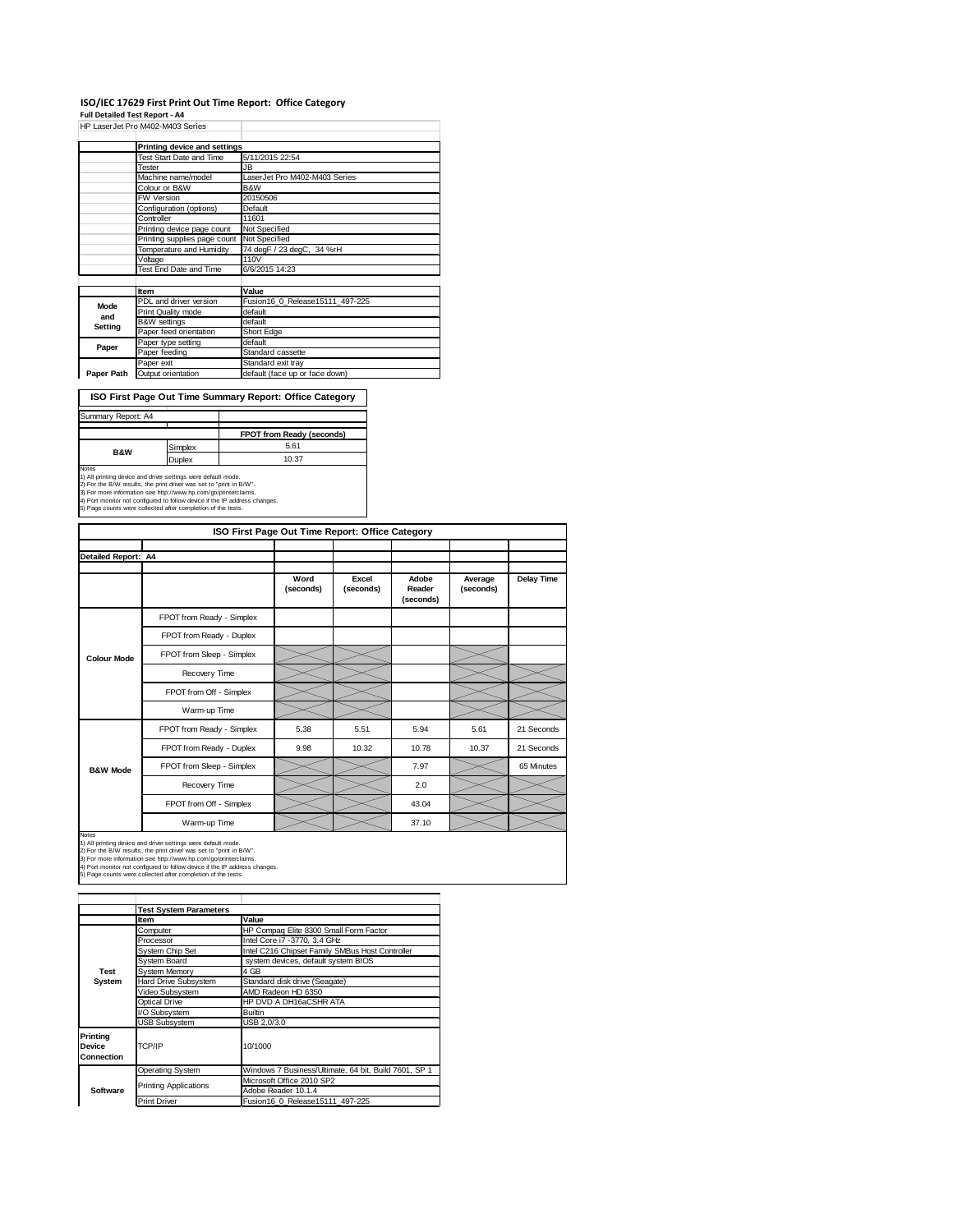## ISO/IEC 17629 First Print Out Time Report: Office Category

**Full Detailed Test Report - A4**

HP LaserJet Pro M402-M403 Series

| | | |
|---|---|---|
| | **Printing device and settings** | |
| | Test Start Date and Time | 5/11/2015 22:54 |
| | Tester | JB |
| | Machine name/model | LaserJet Pro M402-M403 Series |
| | Colour or B&W | B&W |
| | FW Version | 20150506 |
| | Configuration (options) | Default |
| | Controller | 11601 |
| | Printing device page count | Not Specified |
| | Printing supplies page count | Not Specified |
| | Temperature and Humidity | 74 degF / 23 degC, 34 %rH |
| | Voltage | 110V |
| | Test End Date and Time | 6/6/2015 14:23 |
| | **Item** | **Value** |
| **Mode and Setting** | PDL and driver version | Fusion16_0_Release15111_497-225 |
| | Print Quality mode | default |
| | B&W settings | default |
| | Paper feed orientation | Short Edge |
| **Paper** | Paper type setting | default |
| | Paper feeding | Standard cassette |
| | Paper exit | Standard exit tray |
| **Paper Path** | Output orientation | default (face up or face down) |

### ISO First Page Out Time Summary Report: Office Category

Summary Report: A4

| | | FPOT from Ready (seconds) |
|---|---|---|
| **B&W** | Simplex | 5.61 |
| | Duplex | 10.37 |

Notes
1) All printing device and driver settings were default mode.
2) For the B/W results, the print driver was set to "print in B/W".
3) For more information see http://www.hp.com/go/printerclaims.
4) Port monitor not configured to follow device if the IP address changes.
5) Page counts were collected after completion of the tests.

### ISO First Page Out Time Report: Office Category

Detailed Report: A4

| | | Word (seconds) | Excel (seconds) | Adobe Reader (seconds) | Average (seconds) | Delay Time |
|---|---|---|---|---|---|---|
| **Colour Mode** | FPOT from Ready - Simplex | | | | | |
| | FPOT from Ready - Duplex | | | | | |
| | FPOT from Sleep - Simplex | | | | | |
| | Recovery Time | | | | | |
| | FPOT from Off - Simplex | | | | | |
| | Warm-up Time | | | | | |
| **B&W Mode** | FPOT from Ready - Simplex | 5.38 | 5.51 | 5.94 | 5.61 | 21 Seconds |
| | FPOT from Ready - Duplex | 9.98 | 10.32 | 10.78 | 10.37 | 21 Seconds |
| | FPOT from Sleep - Simplex | | | 7.97 | | 65 Minutes |
| | Recovery Time | | | 2.0 | | |
| | FPOT from Off - Simplex | | | 43.04 | | |
| | Warm-up Time | | | 37.10 | | |

Notes
1) All printing device and driver settings were default mode.
2) For the B/W results, the print driver was set to "print in B/W".
3) For more information see http://www.hp.com/go/printerclaims.
4) Port monitor not configured to follow device if the IP address changes.
5) Page counts were collected after completion of the tests.

| | | |
|---|---|---|
| | **Test System Parameters** | |
| | **Item** | **Value** |
| **Test System** | Computer | HP Compaq Elite 8300 Small Form Factor |
| | Processor | Intel Core i7 -3770, 3.4 GHz |
| | System Chip Set | Intel C216 Chipset Family SMBus Host Controller |
| | System Board | system devices, default system BIOS |
| | System Memory | 4 GB |
| | Hard Drive Subsystem | Standard disk drive (Seagate) |
| | Video Subsystem | AMD Radeon HD 6350 |
| | Optical Drive | HP DVD A DH16aCSHR ATA |
| | I/O Subsystem | Builtin |
| | USB Subsystem | USB 2.0/3.0 |
| **Printing Device Connection** | TCP/IP | 10/1000 |
| **Software** | Operating System | Windows 7 Business/Ultimate, 64 bit, Build 7601, SP 1 |
| | Printing Applications | Microsoft Office 2010 SP2 |
| | | Adobe Reader 10.1.4 |
| | Print Driver | Fusion16_0_Release15111_497-225 |